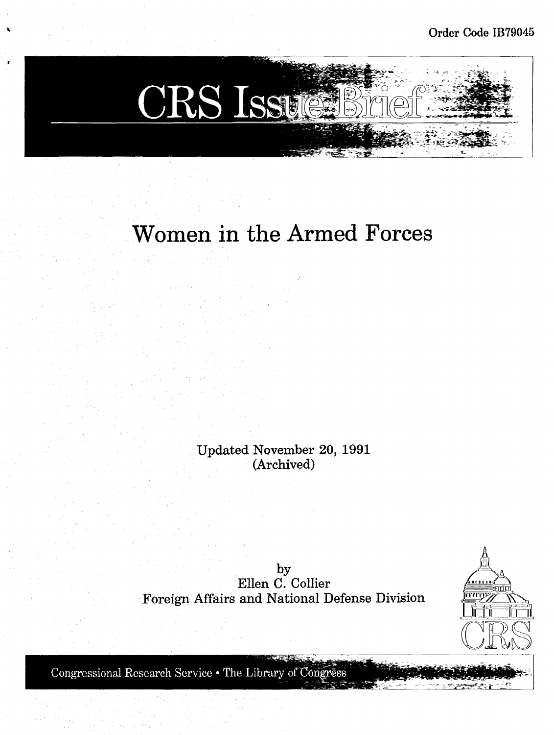Order Code IB79045

# CRS Issue Brief

# Women in the Armed Forces

Updated November 20, 1991
(Archived)

by
Ellen C. Collier
Foreign Affairs and National Defense Division

Congressional Research Service • The Library of Congress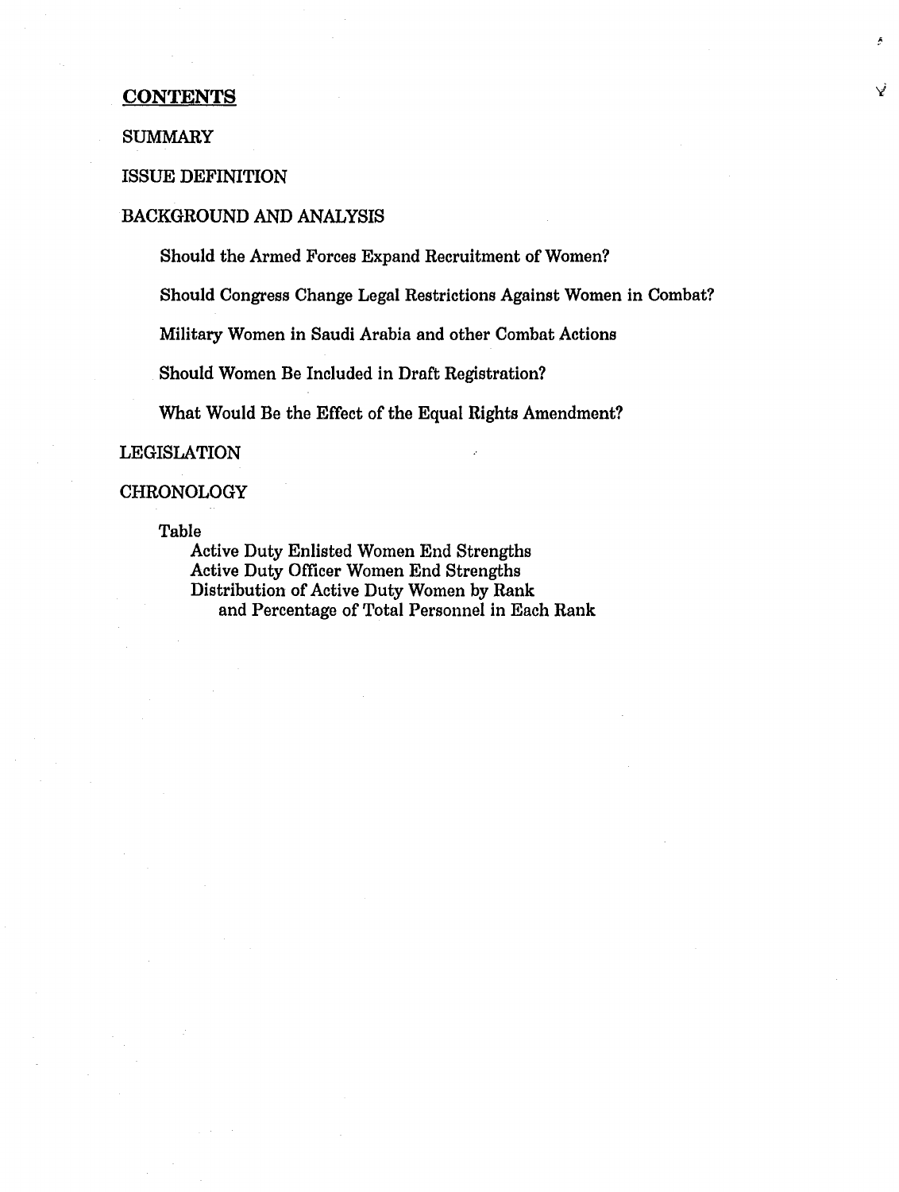## CONTENTS

SUMMARY

ISSUE DEFINITION

BACKGROUND AND ANALYSIS

- Should the Armed Forces Expand Recruitment of Women?
- Should Congress Change Legal Restrictions Against Women in Combat?
- Military Women in Saudi Arabia and other Combat Actions
- Should Women Be Included in Draft Registration?
- What Would Be the Effect of the Equal Rights Amendment?

LEGISLATION

CHRONOLOGY

Table
- Active Duty Enlisted Women End Strengths
- Active Duty Officer Women End Strengths
- Distribution of Active Duty Women by Rank and Percentage of Total Personnel in Each Rank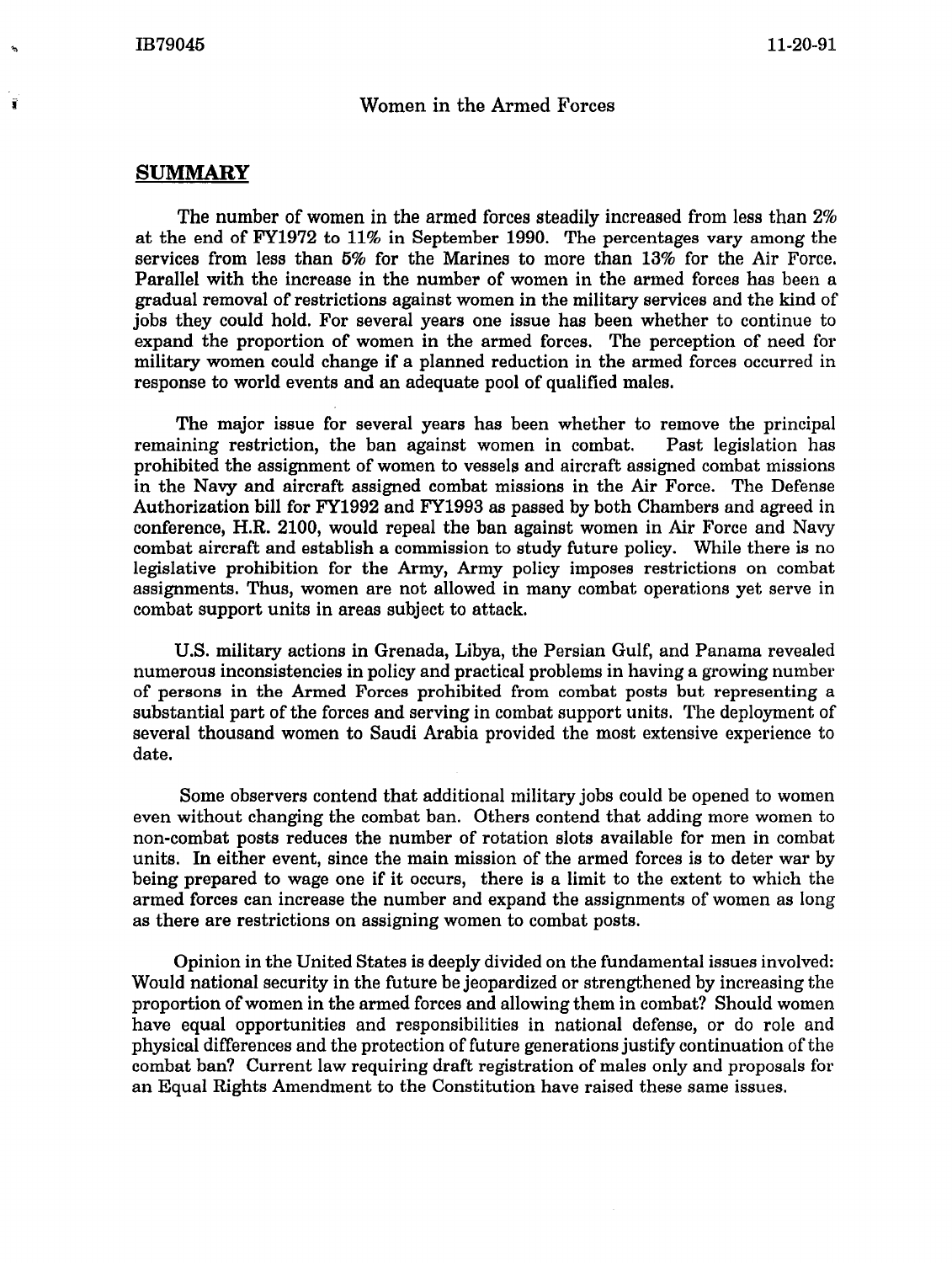Women in the Armed Forces

## SUMMARY

The number of women in the armed forces steadily increased from less than 2% at the end of FY1972 to 11% in September 1990. The percentages vary among the services from less than 5% for the Marines to more than 13% for the Air Force. Parallel with the increase in the number of women in the armed forces has been a gradual removal of restrictions against women in the military services and the kind of jobs they could hold. For several years one issue has been whether to continue to expand the proportion of women in the armed forces. The perception of need for military women could change if a planned reduction in the armed forces occurred in response to world events and an adequate pool of qualified males.

The major issue for several years has been whether to remove the principal remaining restriction, the ban against women in combat. Past legislation has prohibited the assignment of women to vessels and aircraft assigned combat missions in the Navy and aircraft assigned combat missions in the Air Force. The Defense Authorization bill for FY1992 and FY1993 as passed by both Chambers and agreed in conference, H.R. 2100, would repeal the ban against women in Air Force and Navy combat aircraft and establish a commission to study future policy. While there is no legislative prohibition for the Army, Army policy imposes restrictions on combat assignments. Thus, women are not allowed in many combat operations yet serve in combat support units in areas subject to attack.

U.S. military actions in Grenada, Libya, the Persian Gulf, and Panama revealed numerous inconsistencies in policy and practical problems in having a growing number of persons in the Armed Forces prohibited from combat posts but representing a substantial part of the forces and serving in combat support units. The deployment of several thousand women to Saudi Arabia provided the most extensive experience to date.

Some observers contend that additional military jobs could be opened to women even without changing the combat ban. Others contend that adding more women to non-combat posts reduces the number of rotation slots available for men in combat units. In either event, since the main mission of the armed forces is to deter war by being prepared to wage one if it occurs, there is a limit to the extent to which the armed forces can increase the number and expand the assignments of women as long as there are restrictions on assigning women to combat posts.

Opinion in the United States is deeply divided on the fundamental issues involved: Would national security in the future be jeopardized or strengthened by increasing the proportion of women in the armed forces and allowing them in combat? Should women have equal opportunities and responsibilities in national defense, or do role and physical differences and the protection of future generations justify continuation of the combat ban? Current law requiring draft registration of males only and proposals for an Equal Rights Amendment to the Constitution have raised these same issues.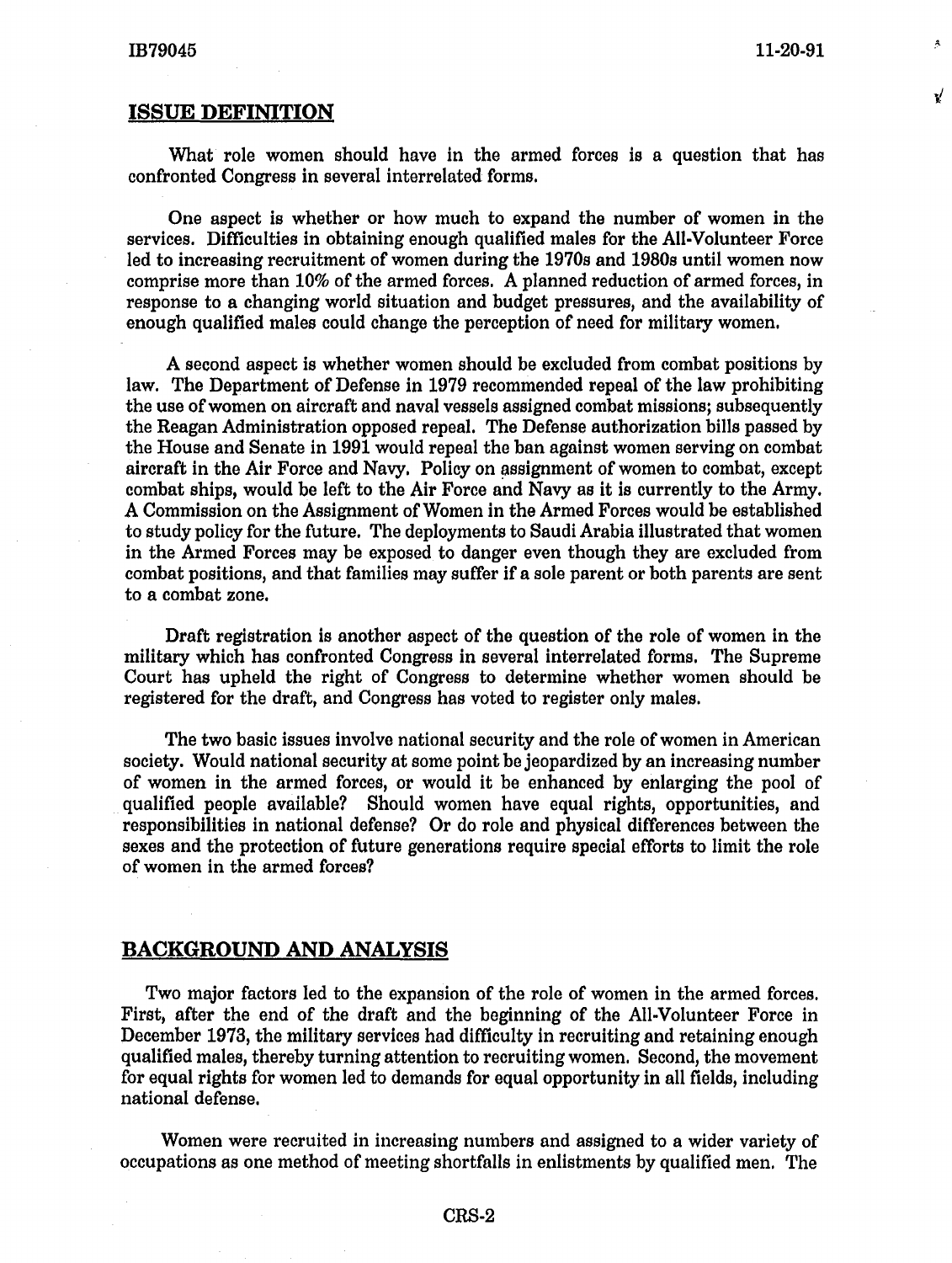## ISSUE DEFINITION

What role women should have in the armed forces is a question that has confronted Congress in several interrelated forms.

One aspect is whether or how much to expand the number of women in the services. Difficulties in obtaining enough qualified males for the All-Volunteer Force led to increasing recruitment of women during the 1970s and 1980s until women now comprise more than 10% of the armed forces. A planned reduction of armed forces, in response to a changing world situation and budget pressures, and the availability of enough qualified males could change the perception of need for military women.

A second aspect is whether women should be excluded from combat positions by law. The Department of Defense in 1979 recommended repeal of the law prohibiting the use of women on aircraft and naval vessels assigned combat missions; subsequently the Reagan Administration opposed repeal. The Defense authorization bills passed by the House and Senate in 1991 would repeal the ban against women serving on combat aircraft in the Air Force and Navy. Policy on assignment of women to combat, except combat ships, would be left to the Air Force and Navy as it is currently to the Army. A Commission on the Assignment of Women in the Armed Forces would be established to study policy for the future. The deployments to Saudi Arabia illustrated that women in the Armed Forces may be exposed to danger even though they are excluded from combat positions, and that families may suffer if a sole parent or both parents are sent to a combat zone.

Draft registration is another aspect of the question of the role of women in the military which has confronted Congress in several interrelated forms. The Supreme Court has upheld the right of Congress to determine whether women should be registered for the draft, and Congress has voted to register only males.

The two basic issues involve national security and the role of women in American society. Would national security at some point be jeopardized by an increasing number of women in the armed forces, or would it be enhanced by enlarging the pool of qualified people available? Should women have equal rights, opportunities, and responsibilities in national defense? Or do role and physical differences between the sexes and the protection of future generations require special efforts to limit the role of women in the armed forces?

## BACKGROUND AND ANALYSIS

Two major factors led to the expansion of the role of women in the armed forces. First, after the end of the draft and the beginning of the All-Volunteer Force in December 1973, the military services had difficulty in recruiting and retaining enough qualified males, thereby turning attention to recruiting women. Second, the movement for equal rights for women led to demands for equal opportunity in all fields, including national defense.

Women were recruited in increasing numbers and assigned to a wider variety of occupations as one method of meeting shortfalls in enlistments by qualified men. The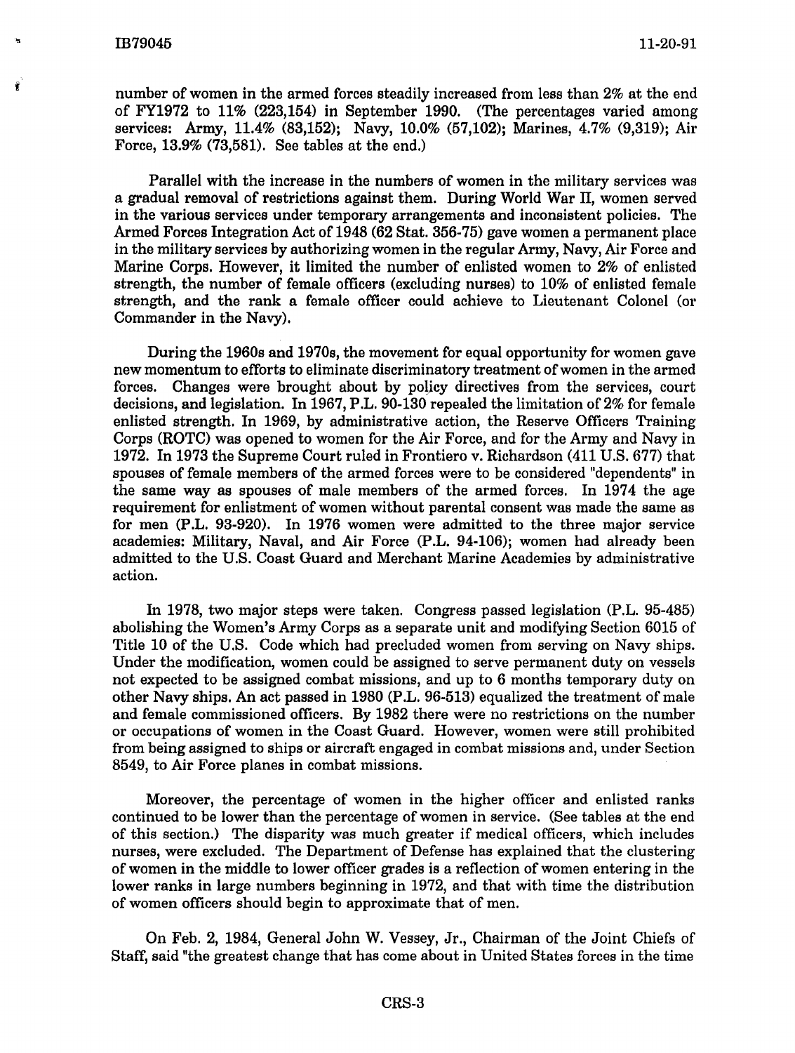number of women in the armed forces steadily increased from less than 2% at the end of FY1972 to 11% (223,154) in September 1990. (The percentages varied among services: Army, 11.4% (83,152); Navy, 10.0% (57,102); Marines, 4.7% (9,319); Air Force, 13.9% (73,581). See tables at the end.)

Parallel with the increase in the numbers of women in the military services was a gradual removal of restrictions against them. During World War II, women served in the various services under temporary arrangements and inconsistent policies. The Armed Forces Integration Act of 1948 (62 Stat. 356-75) gave women a permanent place in the military services by authorizing women in the regular Army, Navy, Air Force and Marine Corps. However, it limited the number of enlisted women to 2% of enlisted strength, the number of female officers (excluding nurses) to 10% of enlisted female strength, and the rank a female officer could achieve to Lieutenant Colonel (or Commander in the Navy).

During the 1960s and 1970s, the movement for equal opportunity for women gave new momentum to efforts to eliminate discriminatory treatment of women in the armed forces. Changes were brought about by policy directives from the services, court decisions, and legislation. In 1967, P.L. 90-130 repealed the limitation of 2% for female enlisted strength. In 1969, by administrative action, the Reserve Officers Training Corps (ROTC) was opened to women for the Air Force, and for the Army and Navy in 1972. In 1973 the Supreme Court ruled in Frontiero v. Richardson (411 U.S. 677) that spouses of female members of the armed forces were to be considered "dependents" in the same way as spouses of male members of the armed forces. In 1974 the age requirement for enlistment of women without parental consent was made the same as for men (P.L. 93-920). In 1976 women were admitted to the three major service academies: Military, Naval, and Air Force (P.L. 94-106); women had already been admitted to the U.S. Coast Guard and Merchant Marine Academies by administrative action.

In 1978, two major steps were taken. Congress passed legislation (P.L. 95-485) abolishing the Women's Army Corps as a separate unit and modifying Section 6015 of Title 10 of the U.S. Code which had precluded women from serving on Navy ships. Under the modification, women could be assigned to serve permanent duty on vessels not expected to be assigned combat missions, and up to 6 months temporary duty on other Navy ships. An act passed in 1980 (P.L. 96-513) equalized the treatment of male and female commissioned officers. By 1982 there were no restrictions on the number or occupations of women in the Coast Guard. However, women were still prohibited from being assigned to ships or aircraft engaged in combat missions and, under Section 8549, to Air Force planes in combat missions.

Moreover, the percentage of women in the higher officer and enlisted ranks continued to be lower than the percentage of women in service. (See tables at the end of this section.) The disparity was much greater if medical officers, which includes nurses, were excluded. The Department of Defense has explained that the clustering of women in the middle to lower officer grades is a reflection of women entering in the lower ranks in large numbers beginning in 1972, and that with time the distribution of women officers should begin to approximate that of men.

On Feb. 2, 1984, General John W. Vessey, Jr., Chairman of the Joint Chiefs of Staff, said "the greatest change that has come about in United States forces in the time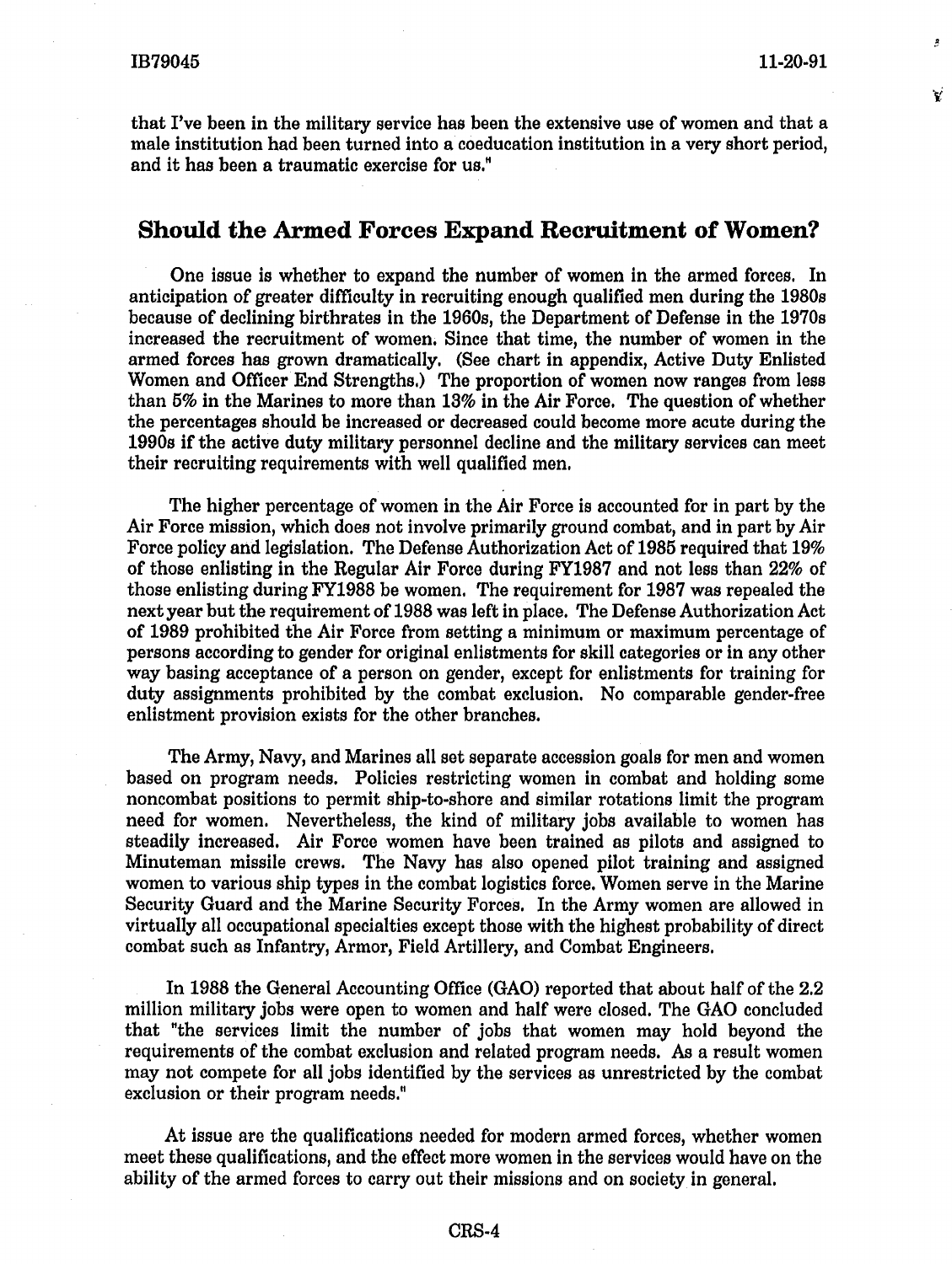that I've been in the military service has been the extensive use of women and that a male institution had been turned into a coeducation institution in a very short period, and it has been a traumatic exercise for us."

## Should the Armed Forces Expand Recruitment of Women?

One issue is whether to expand the number of women in the armed forces. In anticipation of greater difficulty in recruiting enough qualified men during the 1980s because of declining birthrates in the 1960s, the Department of Defense in the 1970s increased the recruitment of women. Since that time, the number of women in the armed forces has grown dramatically. (See chart in appendix, Active Duty Enlisted Women and Officer End Strengths.) The proportion of women now ranges from less than 5% in the Marines to more than 13% in the Air Force. The question of whether the percentages should be increased or decreased could become more acute during the 1990s if the active duty military personnel decline and the military services can meet their recruiting requirements with well qualified men.

The higher percentage of women in the Air Force is accounted for in part by the Air Force mission, which does not involve primarily ground combat, and in part by Air Force policy and legislation. The Defense Authorization Act of 1985 required that 19% of those enlisting in the Regular Air Force during FY1987 and not less than 22% of those enlisting during FY1988 be women. The requirement for 1987 was repealed the next year but the requirement of 1988 was left in place. The Defense Authorization Act of 1989 prohibited the Air Force from setting a minimum or maximum percentage of persons according to gender for original enlistments for skill categories or in any other way basing acceptance of a person on gender, except for enlistments for training for duty assignments prohibited by the combat exclusion. No comparable gender-free enlistment provision exists for the other branches.

The Army, Navy, and Marines all set separate accession goals for men and women based on program needs. Policies restricting women in combat and holding some noncombat positions to permit ship-to-shore and similar rotations limit the program need for women. Nevertheless, the kind of military jobs available to women has steadily increased. Air Force women have been trained as pilots and assigned to Minuteman missile crews. The Navy has also opened pilot training and assigned women to various ship types in the combat logistics force. Women serve in the Marine Security Guard and the Marine Security Forces. In the Army women are allowed in virtually all occupational specialties except those with the highest probability of direct combat such as Infantry, Armor, Field Artillery, and Combat Engineers.

In 1988 the General Accounting Office (GAO) reported that about half of the 2.2 million military jobs were open to women and half were closed. The GAO concluded that "the services limit the number of jobs that women may hold beyond the requirements of the combat exclusion and related program needs. As a result women may not compete for all jobs identified by the services as unrestricted by the combat exclusion or their program needs."

At issue are the qualifications needed for modern armed forces, whether women meet these qualifications, and the effect more women in the services would have on the ability of the armed forces to carry out their missions and on society in general.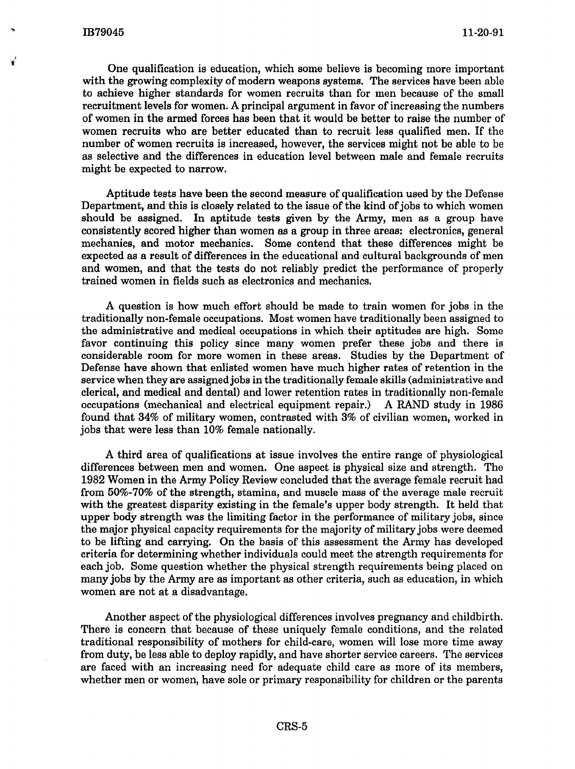One qualification is education, which some believe is becoming more important with the growing complexity of modern weapons systems. The services have been able to achieve higher standards for women recruits than for men because of the small recruitment levels for women. A principal argument in favor of increasing the numbers of women in the armed forces has been that it would be better to raise the number of women recruits who are better educated than to recruit less qualified men. If the number of women recruits is increased, however, the services might not be able to be as selective and the differences in education level between male and female recruits might be expected to narrow.

Aptitude tests have been the second measure of qualification used by the Defense Department, and this is closely related to the issue of the kind of jobs to which women should be assigned. In aptitude tests given by the Army, men as a group have consistently scored higher than women as a group in three areas: electronics, general mechanics, and motor mechanics. Some contend that these differences might be expected as a result of differences in the educational and cultural backgrounds of men and women, and that the tests do not reliably predict the performance of properly trained women in fields such as electronics and mechanics.

A question is how much effort should be made to train women for jobs in the traditionally non-female occupations. Most women have traditionally been assigned to the administrative and medical occupations in which their aptitudes are high. Some favor continuing this policy since many women prefer these jobs and there is considerable room for more women in these areas. Studies by the Department of Defense have shown that enlisted women have much higher rates of retention in the service when they are assigned jobs in the traditionally female skills (administrative and clerical, and medical and dental) and lower retention rates in traditionally non-female occupations (mechanical and electrical equipment repair.) A RAND study in 1986 found that 34% of military women, contrasted with 3% of civilian women, worked in jobs that were less than 10% female nationally.

A third area of qualifications at issue involves the entire range of physiological differences between men and women. One aspect is physical size and strength. The 1982 Women in the Army Policy Review concluded that the average female recruit had from 50%-70% of the strength, stamina, and muscle mass of the average male recruit with the greatest disparity existing in the female's upper body strength. It held that upper body strength was the limiting factor in the performance of military jobs, since the major physical capacity requirements for the majority of military jobs were deemed to be lifting and carrying. On the basis of this assessment the Army has developed criteria for determining whether individuals could meet the strength requirements for each job. Some question whether the physical strength requirements being placed on many jobs by the Army are as important as other criteria, such as education, in which women are not at a disadvantage.

Another aspect of the physiological differences involves pregnancy and childbirth. There is concern that because of these uniquely female conditions, and the related traditional responsibility of mothers for child-care, women will lose more time away from duty, be less able to deploy rapidly, and have shorter service careers. The services are faced with an increasing need for adequate child care as more of its members, whether men or women, have sole or primary responsibility for children or the parents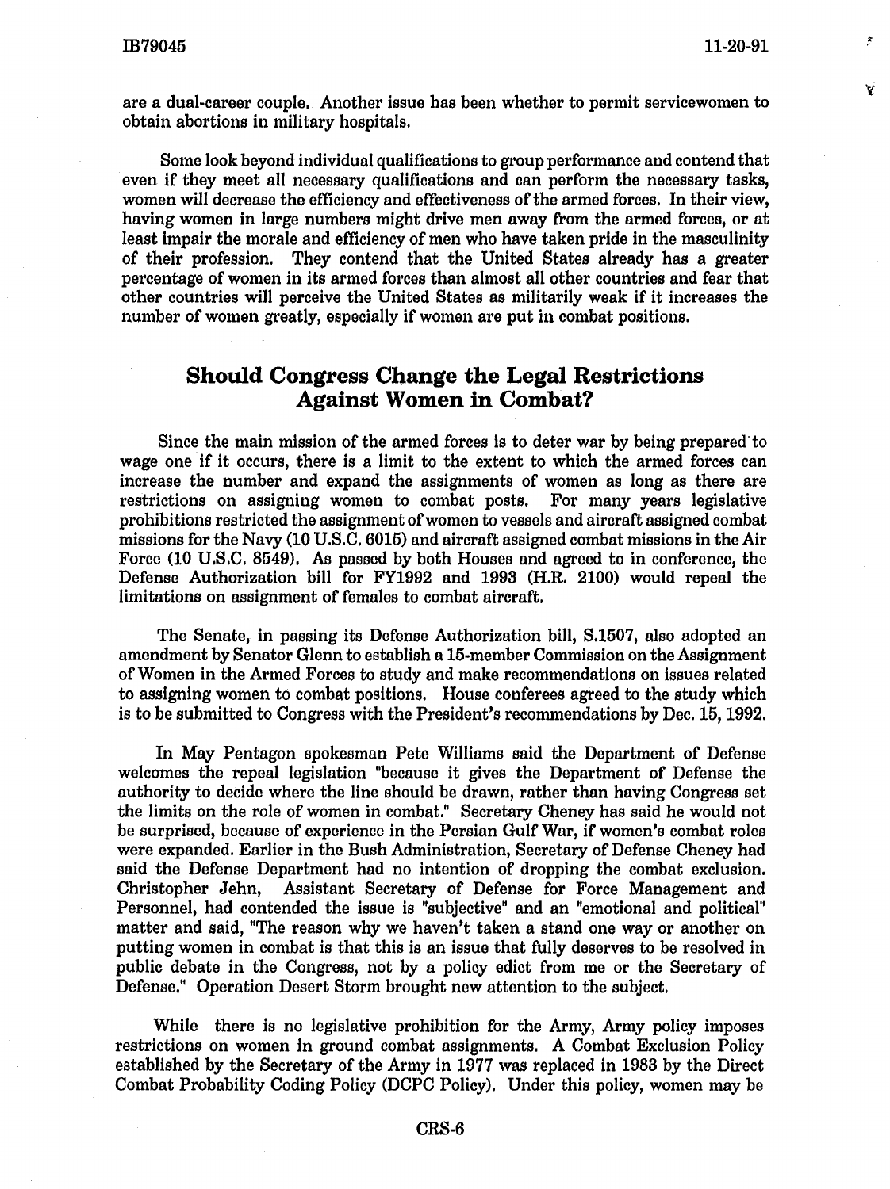are a dual-career couple. Another issue has been whether to permit servicewomen to obtain abortions in military hospitals.

Some look beyond individual qualifications to group performance and contend that even if they meet all necessary qualifications and can perform the necessary tasks, women will decrease the efficiency and effectiveness of the armed forces. In their view, having women in large numbers might drive men away from the armed forces, or at least impair the morale and efficiency of men who have taken pride in the masculinity of their profession. They contend that the United States already has a greater percentage of women in its armed forces than almost all other countries and fear that other countries will perceive the United States as militarily weak if it increases the number of women greatly, especially if women are put in combat positions.

## Should Congress Change the Legal Restrictions Against Women in Combat?

Since the main mission of the armed forces is to deter war by being prepared to wage one if it occurs, there is a limit to the extent to which the armed forces can increase the number and expand the assignments of women as long as there are restrictions on assigning women to combat posts. For many years legislative prohibitions restricted the assignment of women to vessels and aircraft assigned combat missions for the Navy (10 U.S.C. 6015) and aircraft assigned combat missions in the Air Force (10 U.S.C. 8549). As passed by both Houses and agreed to in conference, the Defense Authorization bill for FY1992 and 1993 (H.R. 2100) would repeal the limitations on assignment of females to combat aircraft.

The Senate, in passing its Defense Authorization bill, S.1507, also adopted an amendment by Senator Glenn to establish a 15-member Commission on the Assignment of Women in the Armed Forces to study and make recommendations on issues related to assigning women to combat positions. House conferees agreed to the study which is to be submitted to Congress with the President's recommendations by Dec. 15, 1992.

In May Pentagon spokesman Pete Williams said the Department of Defense welcomes the repeal legislation "because it gives the Department of Defense the authority to decide where the line should be drawn, rather than having Congress set the limits on the role of women in combat." Secretary Cheney has said he would not be surprised, because of experience in the Persian Gulf War, if women's combat roles were expanded. Earlier in the Bush Administration, Secretary of Defense Cheney had said the Defense Department had no intention of dropping the combat exclusion. Christopher Jehn, Assistant Secretary of Defense for Force Management and Personnel, had contended the issue is "subjective" and an "emotional and political" matter and said, "The reason why we haven't taken a stand one way or another on putting women in combat is that this is an issue that fully deserves to be resolved in public debate in the Congress, not by a policy edict from me or the Secretary of Defense." Operation Desert Storm brought new attention to the subject.

While there is no legislative prohibition for the Army, Army policy imposes restrictions on women in ground combat assignments. A Combat Exclusion Policy established by the Secretary of the Army in 1977 was replaced in 1983 by the Direct Combat Probability Coding Policy (DCPC Policy). Under this policy, women may be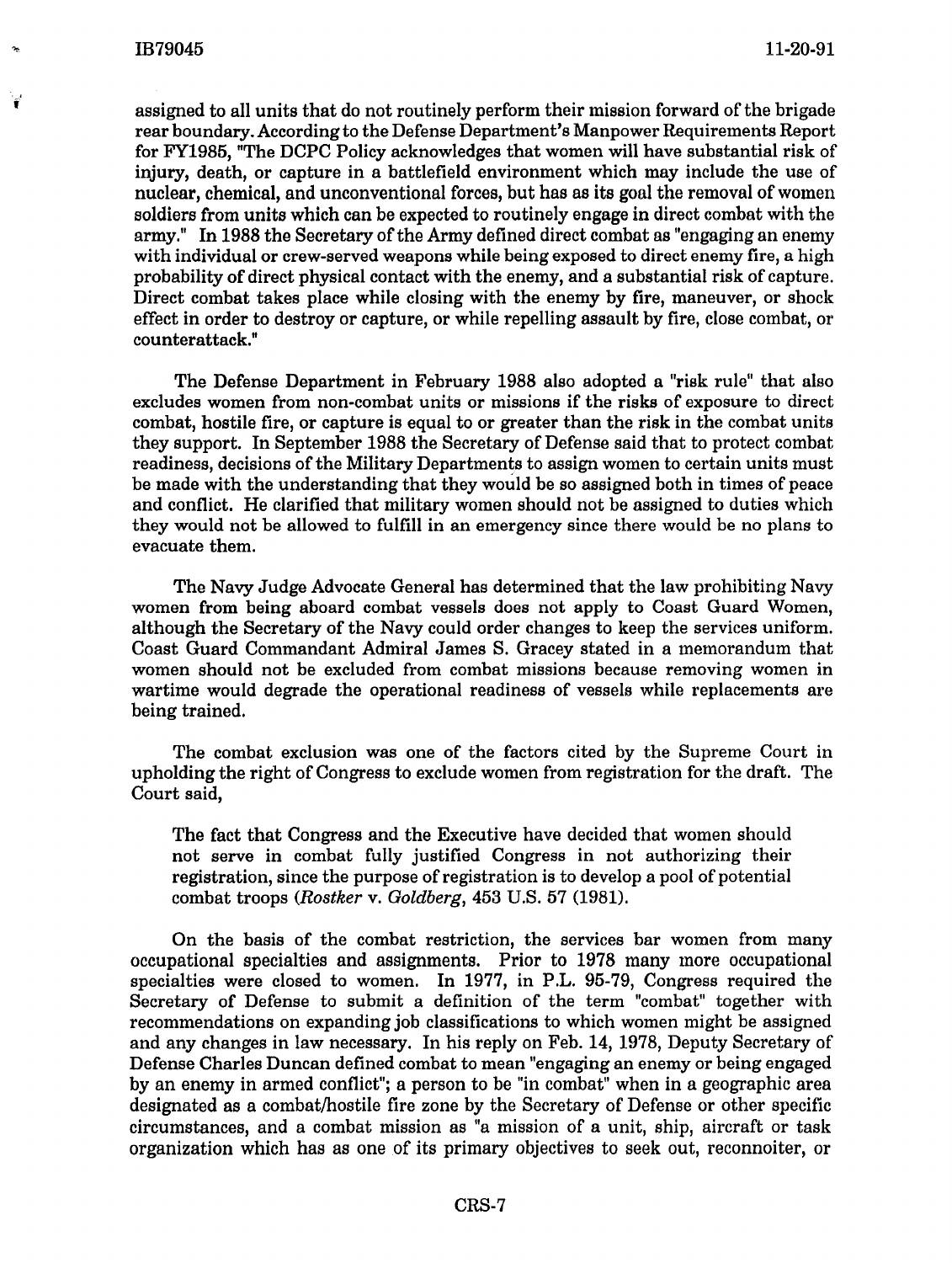assigned to all units that do not routinely perform their mission forward of the brigade rear boundary. According to the Defense Department's Manpower Requirements Report for FY1985, "The DCPC Policy acknowledges that women will have substantial risk of injury, death, or capture in a battlefield environment which may include the use of nuclear, chemical, and unconventional forces, but has as its goal the removal of women soldiers from units which can be expected to routinely engage in direct combat with the army." In 1988 the Secretary of the Army defined direct combat as "engaging an enemy with individual or crew-served weapons while being exposed to direct enemy fire, a high probability of direct physical contact with the enemy, and a substantial risk of capture. Direct combat takes place while closing with the enemy by fire, maneuver, or shock effect in order to destroy or capture, or while repelling assault by fire, close combat, or counterattack."

The Defense Department in February 1988 also adopted a "risk rule" that also excludes women from non-combat units or missions if the risks of exposure to direct combat, hostile fire, or capture is equal to or greater than the risk in the combat units they support. In September 1988 the Secretary of Defense said that to protect combat readiness, decisions of the Military Departments to assign women to certain units must be made with the understanding that they would be so assigned both in times of peace and conflict. He clarified that military women should not be assigned to duties which they would not be allowed to fulfill in an emergency since there would be no plans to evacuate them.

The Navy Judge Advocate General has determined that the law prohibiting Navy women from being aboard combat vessels does not apply to Coast Guard Women, although the Secretary of the Navy could order changes to keep the services uniform. Coast Guard Commandant Admiral James S. Gracey stated in a memorandum that women should not be excluded from combat missions because removing women in wartime would degrade the operational readiness of vessels while replacements are being trained.

The combat exclusion was one of the factors cited by the Supreme Court in upholding the right of Congress to exclude women from registration for the draft. The Court said,

> The fact that Congress and the Executive have decided that women should not serve in combat fully justified Congress in not authorizing their registration, since the purpose of registration is to develop a pool of potential combat troops (*Rostker* v. *Goldberg*, 453 U.S. 57 (1981).

On the basis of the combat restriction, the services bar women from many occupational specialties and assignments. Prior to 1978 many more occupational specialties were closed to women. In 1977, in P.L. 95-79, Congress required the Secretary of Defense to submit a definition of the term "combat" together with recommendations on expanding job classifications to which women might be assigned and any changes in law necessary. In his reply on Feb. 14, 1978, Deputy Secretary of Defense Charles Duncan defined combat to mean "engaging an enemy or being engaged by an enemy in armed conflict"; a person to be "in combat" when in a geographic area designated as a combat/hostile fire zone by the Secretary of Defense or other specific circumstances, and a combat mission as "a mission of a unit, ship, aircraft or task organization which has as one of its primary objectives to seek out, reconnoiter, or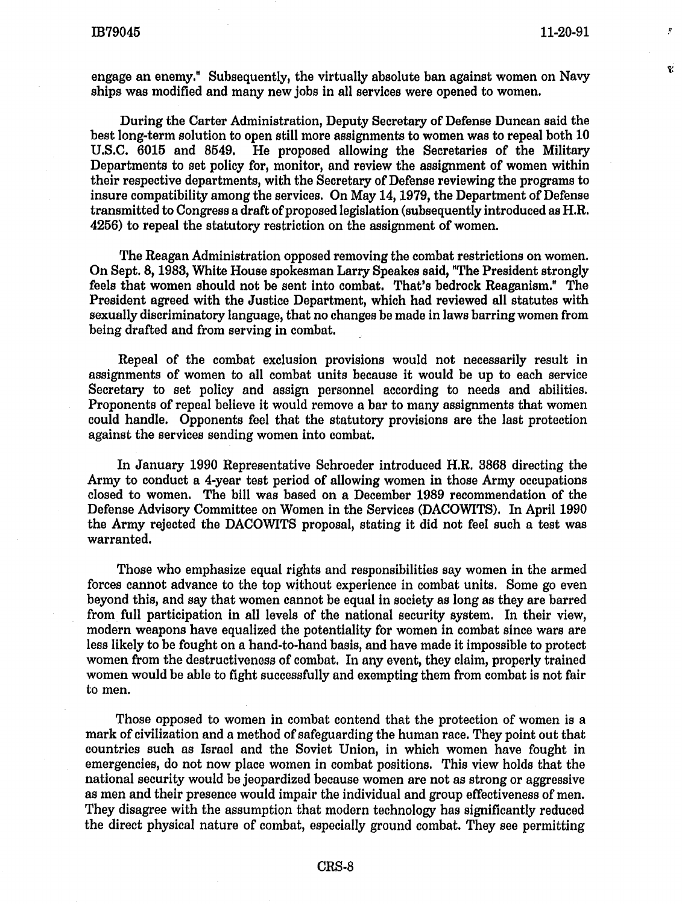engage an enemy." Subsequently, the virtually absolute ban against women on Navy ships was modified and many new jobs in all services were opened to women.

During the Carter Administration, Deputy Secretary of Defense Duncan said the best long-term solution to open still more assignments to women was to repeal both 10 U.S.C. 6015 and 8549. He proposed allowing the Secretaries of the Military Departments to set policy for, monitor, and review the assignment of women within their respective departments, with the Secretary of Defense reviewing the programs to insure compatibility among the services. On May 14, 1979, the Department of Defense transmitted to Congress a draft of proposed legislation (subsequently introduced as H.R. 4256) to repeal the statutory restriction on the assignment of women.

The Reagan Administration opposed removing the combat restrictions on women. On Sept. 8, 1983, White House spokesman Larry Speakes said, "The President strongly feels that women should not be sent into combat. That's bedrock Reaganism." The President agreed with the Justice Department, which had reviewed all statutes with sexually discriminatory language, that no changes be made in laws barring women from being drafted and from serving in combat.

Repeal of the combat exclusion provisions would not necessarily result in assignments of women to all combat units because it would be up to each service Secretary to set policy and assign personnel according to needs and abilities. Proponents of repeal believe it would remove a bar to many assignments that women could handle. Opponents feel that the statutory provisions are the last protection against the services sending women into combat.

In January 1990 Representative Schroeder introduced H.R. 3868 directing the Army to conduct a 4-year test period of allowing women in those Army occupations closed to women. The bill was based on a December 1989 recommendation of the Defense Advisory Committee on Women in the Services (DACOWITS). In April 1990 the Army rejected the DACOWITS proposal, stating it did not feel such a test was warranted.

Those who emphasize equal rights and responsibilities say women in the armed forces cannot advance to the top without experience in combat units. Some go even beyond this, and say that women cannot be equal in society as long as they are barred from full participation in all levels of the national security system. In their view, modern weapons have equalized the potentiality for women in combat since wars are less likely to be fought on a hand-to-hand basis, and have made it impossible to protect women from the destructiveness of combat. In any event, they claim, properly trained women would be able to fight successfully and exempting them from combat is not fair to men.

Those opposed to women in combat contend that the protection of women is a mark of civilization and a method of safeguarding the human race. They point out that countries such as Israel and the Soviet Union, in which women have fought in emergencies, do not now place women in combat positions. This view holds that the national security would be jeopardized because women are not as strong or aggressive as men and their presence would impair the individual and group effectiveness of men. They disagree with the assumption that modern technology has significantly reduced the direct physical nature of combat, especially ground combat. They see permitting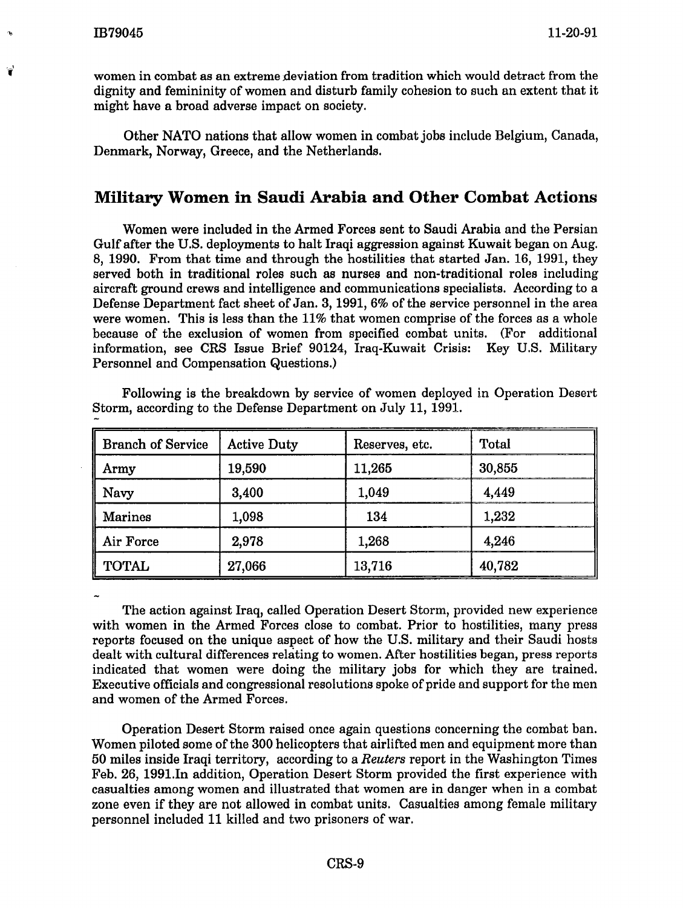women in combat as an extreme deviation from tradition which would detract from the dignity and femininity of women and disturb family cohesion to such an extent that it might have a broad adverse impact on society.

Other NATO nations that allow women in combat jobs include Belgium, Canada, Denmark, Norway, Greece, and the Netherlands.

## Military Women in Saudi Arabia and Other Combat Actions

Women were included in the Armed Forces sent to Saudi Arabia and the Persian Gulf after the U.S. deployments to halt Iraqi aggression against Kuwait began on Aug. 8, 1990. From that time and through the hostilities that started Jan. 16, 1991, they served both in traditional roles such as nurses and non-traditional roles including aircraft ground crews and intelligence and communications specialists. According to a Defense Department fact sheet of Jan. 3, 1991, 6% of the service personnel in the area were women. This is less than the 11% that women comprise of the forces as a whole because of the exclusion of women from specified combat units. (For additional information, see CRS Issue Brief 90124, Iraq-Kuwait Crisis: Key U.S. Military Personnel and Compensation Questions.)

Following is the breakdown by service of women deployed in Operation Desert Storm, according to the Defense Department on July 11, 1991.

| Branch of Service | Active Duty | Reserves, etc. | Total |
|---|---|---|---|
| Army | 19,590 | 11,265 | 30,855 |
| Navy | 3,400 | 1,049 | 4,449 |
| Marines | 1,098 | 134 | 1,232 |
| Air Force | 2,978 | 1,268 | 4,246 |
| TOTAL | 27,066 | 13,716 | 40,782 |

The action against Iraq, called Operation Desert Storm, provided new experience with women in the Armed Forces close to combat. Prior to hostilities, many press reports focused on the unique aspect of how the U.S. military and their Saudi hosts dealt with cultural differences relating to women. After hostilities began, press reports indicated that women were doing the military jobs for which they are trained. Executive officials and congressional resolutions spoke of pride and support for the men and women of the Armed Forces.

Operation Desert Storm raised once again questions concerning the combat ban. Women piloted some of the 300 helicopters that airlifted men and equipment more than 50 miles inside Iraqi territory, according to a *Reuters* report in the Washington Times Feb. 26, 1991.In addition, Operation Desert Storm provided the first experience with casualties among women and illustrated that women are in danger when in a combat zone even if they are not allowed in combat units. Casualties among female military personnel included 11 killed and two prisoners of war.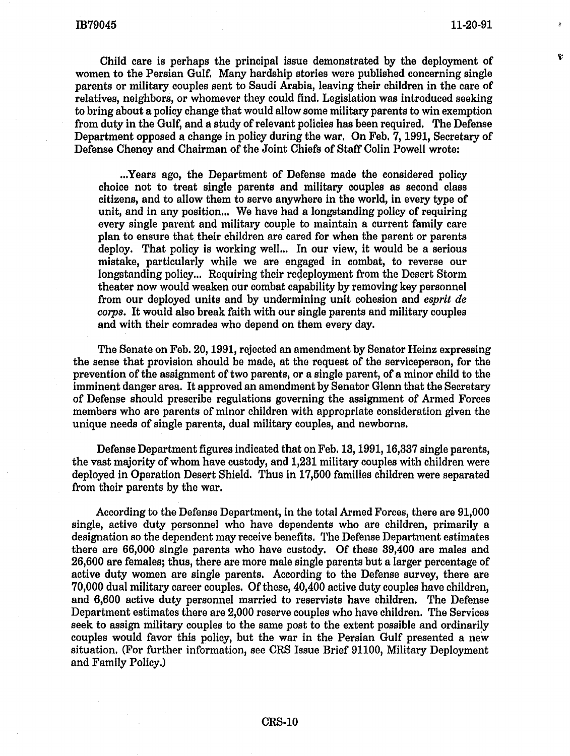Child care is perhaps the principal issue demonstrated by the deployment of women to the Persian Gulf. Many hardship stories were published concerning single parents or military couples sent to Saudi Arabia, leaving their children in the care of relatives, neighbors, or whomever they could find. Legislation was introduced seeking to bring about a policy change that would allow some military parents to win exemption from duty in the Gulf, and a study of relevant policies has been required. The Defense Department opposed a change in policy during the war. On Feb. 7, 1991, Secretary of Defense Cheney and Chairman of the Joint Chiefs of Staff Colin Powell wrote:

> ...Years ago, the Department of Defense made the considered policy choice not to treat single parents and military couples as second class citizens, and to allow them to serve anywhere in the world, in every type of unit, and in any position... We have had a longstanding policy of requiring every single parent and military couple to maintain a current family care plan to ensure that their children are cared for when the parent or parents deploy. That policy is working well... In our view, it would be a serious mistake, particularly while we are engaged in combat, to reverse our longstanding policy... Requiring their redeployment from the Desert Storm theater now would weaken our combat capability by removing key personnel from our deployed units and by undermining unit cohesion and *esprit de corps*. It would also break faith with our single parents and military couples and with their comrades who depend on them every day.

The Senate on Feb. 20, 1991, rejected an amendment by Senator Heinz expressing the sense that provision should be made, at the request of the serviceperson, for the prevention of the assignment of two parents, or a single parent, of a minor child to the imminent danger area. It approved an amendment by Senator Glenn that the Secretary of Defense should prescribe regulations governing the assignment of Armed Forces members who are parents of minor children with appropriate consideration given the unique needs of single parents, dual military couples, and newborns.

Defense Department figures indicated that on Feb. 13, 1991, 16,337 single parents, the vast majority of whom have custody, and 1,231 military couples with children were deployed in Operation Desert Shield. Thus in 17,500 families children were separated from their parents by the war.

According to the Defense Department, in the total Armed Forces, there are 91,000 single, active duty personnel who have dependents who are children, primarily a designation so the dependent may receive benefits. The Defense Department estimates there are 66,000 single parents who have custody. Of these 39,400 are males and 26,600 are females; thus, there are more male single parents but a larger percentage of active duty women are single parents. According to the Defense survey, there are 70,000 dual military career couples. Of these, 40,400 active duty couples have children, and 6,600 active duty personnel married to reservists have children. The Defense Department estimates there are 2,000 reserve couples who have children. The Services seek to assign military couples to the same post to the extent possible and ordinarily couples would favor this policy, but the war in the Persian Gulf presented a new situation. (For further information, see CRS Issue Brief 91100, Military Deployment and Family Policy.)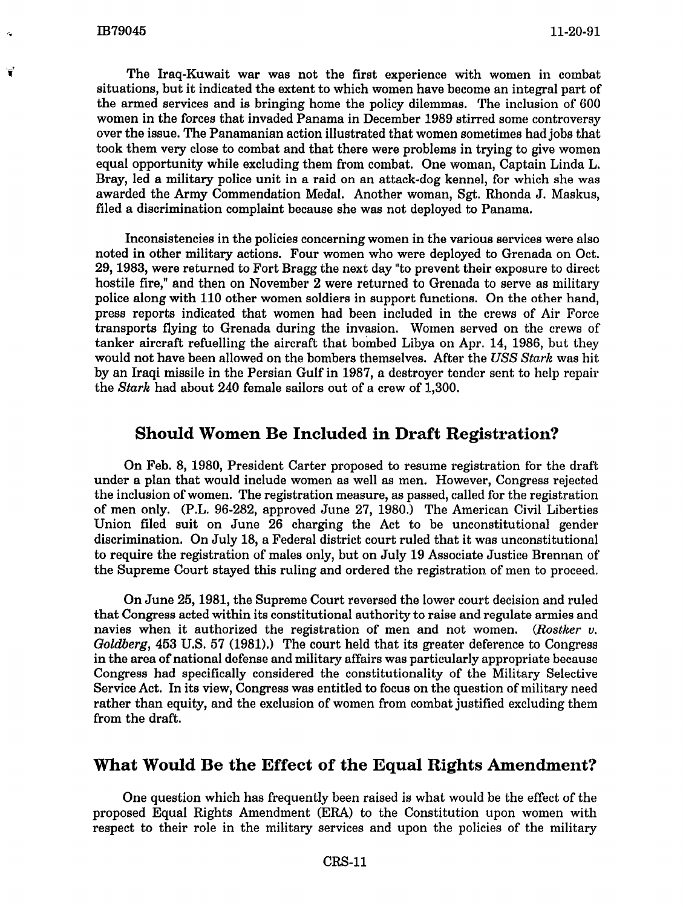The Iraq-Kuwait war was not the first experience with women in combat situations, but it indicated the extent to which women have become an integral part of the armed services and is bringing home the policy dilemmas. The inclusion of 600 women in the forces that invaded Panama in December 1989 stirred some controversy over the issue. The Panamanian action illustrated that women sometimes had jobs that took them very close to combat and that there were problems in trying to give women equal opportunity while excluding them from combat. One woman, Captain Linda L. Bray, led a military police unit in a raid on an attack-dog kennel, for which she was awarded the Army Commendation Medal. Another woman, Sgt. Rhonda J. Maskus, filed a discrimination complaint because she was not deployed to Panama.

Inconsistencies in the policies concerning women in the various services were also noted in other military actions. Four women who were deployed to Grenada on Oct. 29, 1983, were returned to Fort Bragg the next day "to prevent their exposure to direct hostile fire," and then on November 2 were returned to Grenada to serve as military police along with 110 other women soldiers in support functions. On the other hand, press reports indicated that women had been included in the crews of Air Force transports flying to Grenada during the invasion. Women served on the crews of tanker aircraft refuelling the aircraft that bombed Libya on Apr. 14, 1986, but they would not have been allowed on the bombers themselves. After the *USS Stark* was hit by an Iraqi missile in the Persian Gulf in 1987, a destroyer tender sent to help repair the *Stark* had about 240 female sailors out of a crew of 1,300.

## Should Women Be Included in Draft Registration?

On Feb. 8, 1980, President Carter proposed to resume registration for the draft under a plan that would include women as well as men. However, Congress rejected the inclusion of women. The registration measure, as passed, called for the registration of men only. (P.L. 96-282, approved June 27, 1980.) The American Civil Liberties Union filed suit on June 26 charging the Act to be unconstitutional gender discrimination. On July 18, a Federal district court ruled that it was unconstitutional to require the registration of males only, but on July 19 Associate Justice Brennan of the Supreme Court stayed this ruling and ordered the registration of men to proceed.

On June 25, 1981, the Supreme Court reversed the lower court decision and ruled that Congress acted within its constitutional authority to raise and regulate armies and navies when it authorized the registration of men and not women. (*Rostker v. Goldberg*, 453 U.S. 57 (1981).) The court held that its greater deference to Congress in the area of national defense and military affairs was particularly appropriate because Congress had specifically considered the constitutionality of the Military Selective Service Act. In its view, Congress was entitled to focus on the question of military need rather than equity, and the exclusion of women from combat justified excluding them from the draft.

## What Would Be the Effect of the Equal Rights Amendment?

One question which has frequently been raised is what would be the effect of the proposed Equal Rights Amendment (ERA) to the Constitution upon women with respect to their role in the military services and upon the policies of the military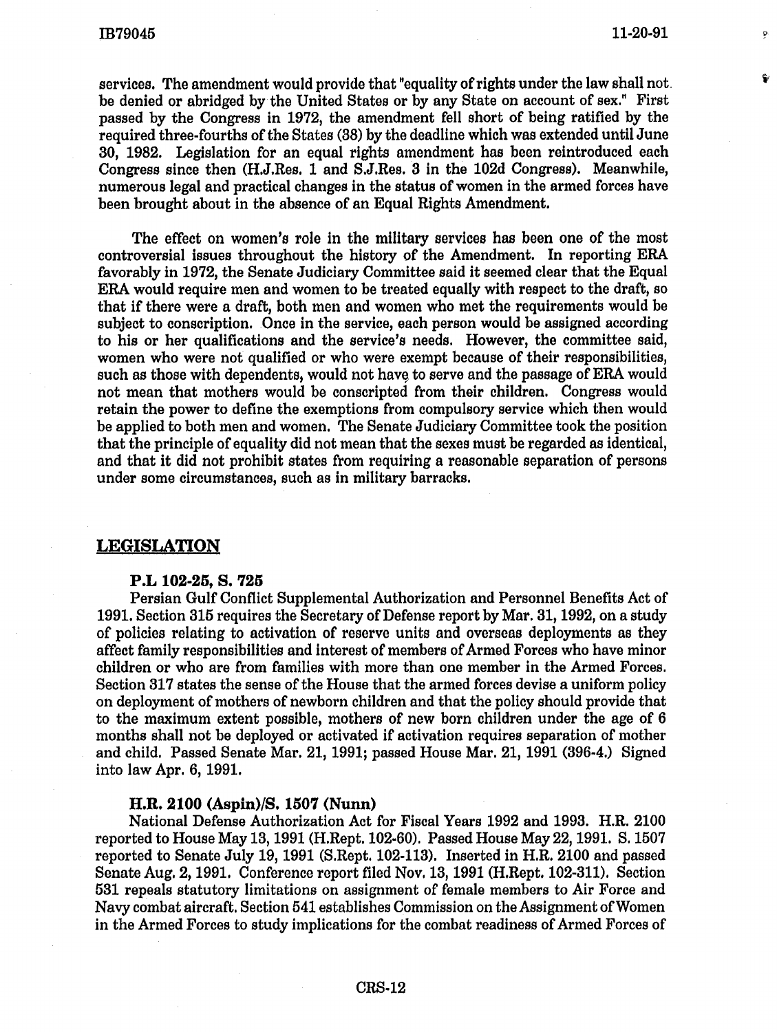services. The amendment would provide that "equality of rights under the law shall not be denied or abridged by the United States or by any State on account of sex." First passed by the Congress in 1972, the amendment fell short of being ratified by the required three-fourths of the States (38) by the deadline which was extended until June 30, 1982. Legislation for an equal rights amendment has been reintroduced each Congress since then (H.J.Res. 1 and S.J.Res. 3 in the 102d Congress). Meanwhile, numerous legal and practical changes in the status of women in the armed forces have been brought about in the absence of an Equal Rights Amendment.

The effect on women's role in the military services has been one of the most controversial issues throughout the history of the Amendment. In reporting ERA favorably in 1972, the Senate Judiciary Committee said it seemed clear that the Equal ERA would require men and women to be treated equally with respect to the draft, so that if there were a draft, both men and women who met the requirements would be subject to conscription. Once in the service, each person would be assigned according to his or her qualifications and the service's needs. However, the committee said, women who were not qualified or who were exempt because of their responsibilities, such as those with dependents, would not have to serve and the passage of ERA would not mean that mothers would be conscripted from their children. Congress would retain the power to define the exemptions from compulsory service which then would be applied to both men and women. The Senate Judiciary Committee took the position that the principle of equality did not mean that the sexes must be regarded as identical, and that it did not prohibit states from requiring a reasonable separation of persons under some circumstances, such as in military barracks.

## LEGISLATION

### P.L 102-25, S. 725

Persian Gulf Conflict Supplemental Authorization and Personnel Benefits Act of 1991. Section 315 requires the Secretary of Defense report by Mar. 31, 1992, on a study of policies relating to activation of reserve units and overseas deployments as they affect family responsibilities and interest of members of Armed Forces who have minor children or who are from families with more than one member in the Armed Forces. Section 317 states the sense of the House that the armed forces devise a uniform policy on deployment of mothers of newborn children and that the policy should provide that to the maximum extent possible, mothers of new born children under the age of 6 months shall not be deployed or activated if activation requires separation of mother and child. Passed Senate Mar. 21, 1991; passed House Mar. 21, 1991 (396-4.) Signed into law Apr. 6, 1991.

### H.R. 2100 (Aspin)/S. 1507 (Nunn)

National Defense Authorization Act for Fiscal Years 1992 and 1993. H.R. 2100 reported to House May 13, 1991 (H.Rept. 102-60). Passed House May 22, 1991. S. 1507 reported to Senate July 19, 1991 (S.Rept. 102-113). Inserted in H.R. 2100 and passed Senate Aug. 2, 1991. Conference report filed Nov. 13, 1991 (H.Rept. 102-311). Section 531 repeals statutory limitations on assignment of female members to Air Force and Navy combat aircraft. Section 541 establishes Commission on the Assignment of Women in the Armed Forces to study implications for the combat readiness of Armed Forces of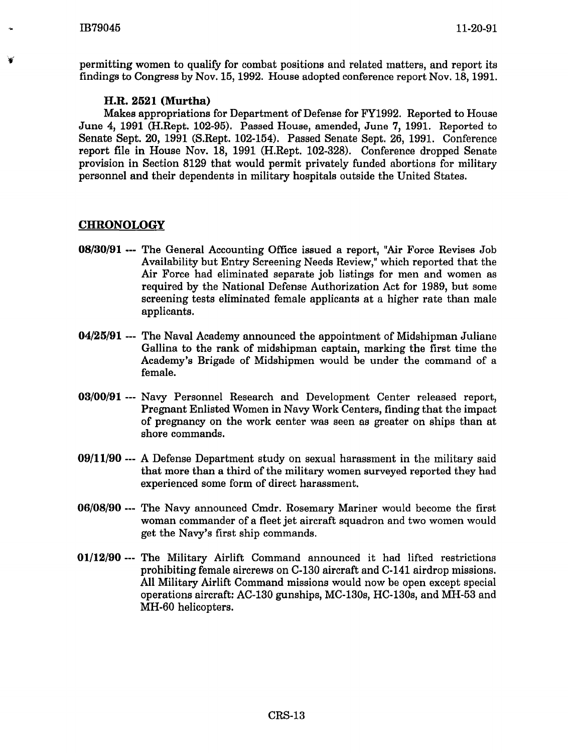permitting women to qualify for combat positions and related matters, and report its findings to Congress by Nov. 15, 1992. House adopted conference report Nov. 18, 1991.

### H.R. 2521 (Murtha)

Makes appropriations for Department of Defense for FY1992. Reported to House June 4, 1991 (H.Rept. 102-95). Passed House, amended, June 7, 1991. Reported to Senate Sept. 20, 1991 (S.Rept. 102-154). Passed Senate Sept. 26, 1991. Conference report file in House Nov. 18, 1991 (H.Rept. 102-328). Conference dropped Senate provision in Section 8129 that would permit privately funded abortions for military personnel and their dependents in military hospitals outside the United States.

## CHRONOLOGY

**08/30/91** --- The General Accounting Office issued a report, "Air Force Revises Job Availability but Entry Screening Needs Review," which reported that the Air Force had eliminated separate job listings for men and women as required by the National Defense Authorization Act for 1989, but some screening tests eliminated female applicants at a higher rate than male applicants.

**04/25/91** --- The Naval Academy announced the appointment of Midshipman Juliane Gallina to the rank of midshipman captain, marking the first time the Academy's Brigade of Midshipmen would be under the command of a female.

**03/00/91** --- Navy Personnel Research and Development Center released report, Pregnant Enlisted Women in Navy Work Centers, finding that the impact of pregnancy on the work center was seen as greater on ships than at shore commands.

**09/11/90** --- A Defense Department study on sexual harassment in the military said that more than a third of the military women surveyed reported they had experienced some form of direct harassment.

**06/08/90** --- The Navy announced Cmdr. Rosemary Mariner would become the first woman commander of a fleet jet aircraft squadron and two women would get the Navy's first ship commands.

**01/12/90** --- The Military Airlift Command announced it had lifted restrictions prohibiting female aircrews on C-130 aircraft and C-141 airdrop missions. All Military Airlift Command missions would now be open except special operations aircraft: AC-130 gunships, MC-130s, HC-130s, and MH-53 and MH-60 helicopters.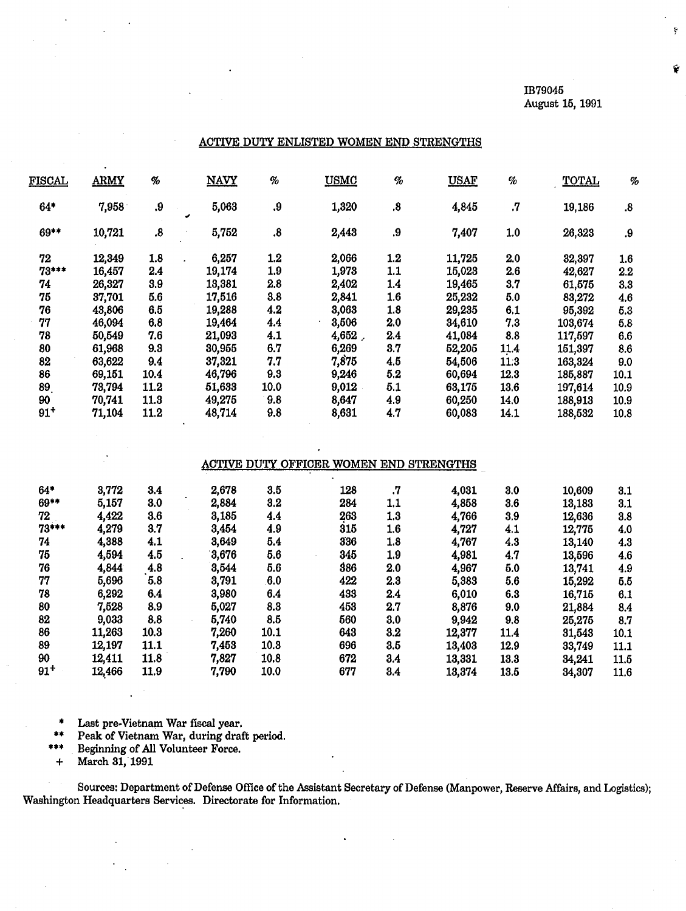IB79045
August 15, 1991

## ACTIVE DUTY ENLISTED WOMEN END STRENGTHS

| FISCAL | ARMY | % | NAVY | % | USMC | % | USAF | % | TOTAL | % |
|---|---|---|---|---|---|---|---|---|---|---|
| 64* | 7,958 | .9 | 5,063 | .9 | 1,320 | .8 | 4,845 | .7 | 19,186 | .8 |
| 69** | 10,721 | .8 | 5,752 | .8 | 2,443 | .9 | 7,407 | 1.0 | 26,323 | .9 |
| 72 | 12,349 | 1.8 | 6,257 | 1.2 | 2,066 | 1.2 | 11,725 | 2.0 | 32,397 | 1.6 |
| 73*** | 16,457 | 2.4 | 19,174 | 1.9 | 1,973 | 1.1 | 15,023 | 2.6 | 42,627 | 2.2 |
| 74 | 26,327 | 3.9 | 13,381 | 2.8 | 2,402 | 1.4 | 19,465 | 3.7 | 61,575 | 3.3 |
| 75 | 37,701 | 5.6 | 17,516 | 3.8 | 2,841 | 1.6 | 25,232 | 5.0 | 83,272 | 4.6 |
| 76 | 43,806 | 6.5 | 19,288 | 4.2 | 3,063 | 1.8 | 29,235 | 6.1 | 95,392 | 5.3 |
| 77 | 46,094 | 6.8 | 19,464 | 4.4 | 3,506 | 2.0 | 34,610 | 7.3 | 103,674 | 5.8 |
| 78 | 50,549 | 7.6 | 21,093 | 4.1 | 4,652 | 2.4 | 41,084 | 8.8 | 117,597 | 6.6 |
| 80 | 61,968 | 9.3 | 30,955 | 6.7 | 6,269 | 3.7 | 52,205 | 11.4 | 151,397 | 8.6 |
| 82 | 63,622 | 9.4 | 37,321 | 7.7 | 7,875 | 4.5 | 54,506 | 11.3 | 163,324 | 9.0 |
| 86 | 69,151 | 10.4 | 46,796 | 9.3 | 9,246 | 5.2 | 60,694 | 12.3 | 185,887 | 10.1 |
| 89 | 73,794 | 11.2 | 51,633 | 10.0 | 9,012 | 5.1 | 63,175 | 13.6 | 197,614 | 10.9 |
| 90 | 70,741 | 11.3 | 49,275 | 9.8 | 8,647 | 4.9 | 60,250 | 14.0 | 188,913 | 10.9 |
| 91+ | 71,104 | 11.2 | 48,714 | 9.8 | 8,631 | 4.7 | 60,083 | 14.1 | 188,532 | 10.8 |

## ACTIVE DUTY OFFICER WOMEN END STRENGTHS

| FISCAL | ARMY | % | NAVY | % | USMC | % | USAF | % | TOTAL | % |
|---|---|---|---|---|---|---|---|---|---|---|
| 64* | 3,772 | 3.4 | 2,678 | 3.5 | 128 | .7 | 4,031 | 3.0 | 10,609 | 3.1 |
| 69** | 5,157 | 3.0 | 2,884 | 3.2 | 284 | 1.1 | 4,858 | 3.6 | 13,183 | 3.1 |
| 72 | 4,422 | 3.6 | 3,185 | 4.4 | 263 | 1.3 | 4,766 | 3.9 | 12,636 | 3.8 |
| 73*** | 4,279 | 3.7 | 3,454 | 4.9 | 315 | 1.6 | 4,727 | 4.1 | 12,775 | 4.0 |
| 74 | 4,388 | 4.1 | 3,649 | 5.4 | 336 | 1.8 | 4,767 | 4.3 | 13,140 | 4.3 |
| 75 | 4,594 | 4.5 | 3,676 | 5.6 | 345 | 1.9 | 4,981 | 4.7 | 13,596 | 4.6 |
| 76 | 4,844 | 4.8 | 3,544 | 5.6 | 386 | 2.0 | 4,967 | 5.0 | 13,741 | 4.9 |
| 77 | 5,696 | 5.8 | 3,791 | 6.0 | 422 | 2.3 | 5,383 | 5.6 | 15,292 | 5.5 |
| 78 | 6,292 | 6.4 | 3,980 | 6.4 | 433 | 2.4 | 6,010 | 6.3 | 16,715 | 6.1 |
| 80 | 7,528 | 8.9 | 5,027 | 8.3 | 453 | 2.7 | 8,876 | 9.0 | 21,884 | 8.4 |
| 82 | 9,033 | 8.8 | 5,740 | 8.5 | 560 | 3.0 | 9,942 | 9.8 | 25,275 | 8.7 |
| 86 | 11,263 | 10.3 | 7,260 | 10.1 | 643 | 3.2 | 12,377 | 11.4 | 31,543 | 10.1 |
| 89 | 12,197 | 11.1 | 7,453 | 10.3 | 696 | 3.5 | 13,403 | 12.9 | 33,749 | 11.1 |
| 90 | 12,411 | 11.8 | 7,827 | 10.8 | 672 | 3.4 | 13,331 | 13.3 | 34,241 | 11.5 |
| 91+ | 12,466 | 11.9 | 7,790 | 10.0 | 677 | 3.4 | 13,374 | 13.5 | 34,307 | 11.6 |

\* Last pre-Vietnam War fiscal year.
\** Peak of Vietnam War, during draft period.
\*** Beginning of All Volunteer Force.
\+ March 31, 1991

Sources: Department of Defense Office of the Assistant Secretary of Defense (Manpower, Reserve Affairs, and Logistics); Washington Headquarters Services. Directorate for Information.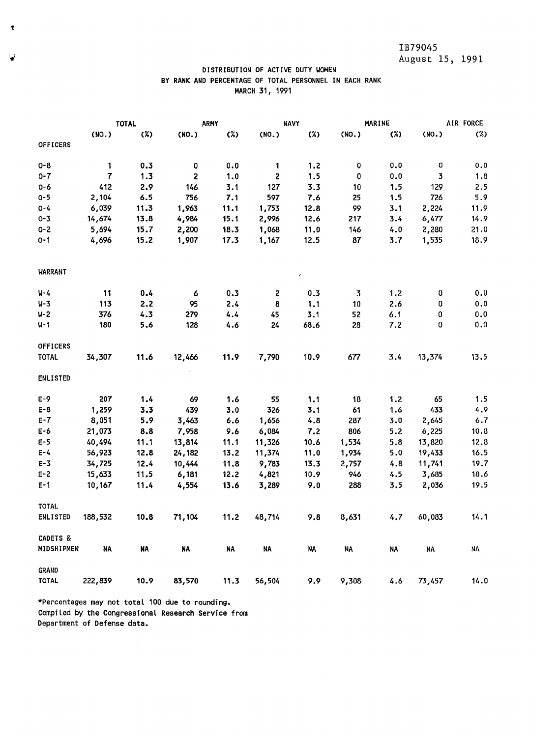IB79045
August 15, 1991

DISTRIBUTION OF ACTIVE DUTY WOMEN
BY RANK AND PERCENTAGE OF TOTAL PERSONNEL IN EACH RANK
MARCH 31, 1991

| | TOTAL | | ARMY | | NAVY | | MARINE | | AIR FORCE | |
|---|---|---|---|---|---|---|---|---|---|---|
| | (NO.) | (%) | (NO.) | (%) | (NO.) | (%) | (NO.) | (%) | (NO.) | (%) |
| OFFICERS | | | | | | | | | | |
| O-8 | 1 | 0.3 | 0 | 0.0 | 1 | 1.2 | 0 | 0.0 | 0 | 0.0 |
| O-7 | 7 | 1.3 | 2 | 1.0 | 2 | 1.5 | 0 | 0.0 | 3 | 1.8 |
| O-6 | 412 | 2.9 | 146 | 3.1 | 127 | 3.3 | 10 | 1.5 | 129 | 2.5 |
| O-5 | 2,104 | 6.5 | 756 | 7.1 | 597 | 7.6 | 25 | 1.5 | 726 | 5.9 |
| O-4 | 6,039 | 11.3 | 1,963 | 11.1 | 1,753 | 12.8 | 99 | 3.1 | 2,224 | 11.9 |
| O-3 | 14,674 | 13.8 | 4,984 | 15.1 | 2,996 | 12.6 | 217 | 3.4 | 6,477 | 14.9 |
| O-2 | 5,694 | 15.7 | 2,200 | 18.3 | 1,068 | 11.0 | 146 | 4.0 | 2,280 | 21.0 |
| O-1 | 4,696 | 15.2 | 1,907 | 17.3 | 1,167 | 12.5 | 87 | 3.7 | 1,535 | 18.9 |
| WARRANT | | | | | | | | | | |
| W-4 | 11 | 0.4 | 6 | 0.3 | 2 | 0.3 | 3 | 1.2 | 0 | 0.0 |
| W-3 | 113 | 2.2 | 95 | 2.4 | 8 | 1.1 | 10 | 2.6 | 0 | 0.0 |
| W-2 | 376 | 4.3 | 279 | 4.4 | 45 | 3.1 | 52 | 6.1 | 0 | 0.0 |
| W-1 | 180 | 5.6 | 128 | 4.6 | 24 | 68.6 | 28 | 7.2 | 0 | 0.0 |
| OFFICERS TOTAL | 34,307 | 11.6 | 12,466 | 11.9 | 7,790 | 10.9 | 677 | 3.4 | 13,374 | 13.5 |
| ENLISTED | | | | | | | | | | |
| E-9 | 207 | 1.4 | 69 | 1.6 | 55 | 1.1 | 18 | 1.2 | 65 | 1.5 |
| E-8 | 1,259 | 3.3 | 439 | 3.0 | 326 | 3.1 | 61 | 1.6 | 433 | 4.9 |
| E-7 | 8,051 | 5.9 | 3,463 | 6.6 | 1,656 | 4.8 | 287 | 3.0 | 2,645 | 6.7 |
| E-6 | 21,073 | 8.8 | 7,958 | 9.6 | 6,084 | 7.2 | 806 | 5.2 | 6,225 | 10.8 |
| E-5 | 40,494 | 11.1 | 13,814 | 11.1 | 11,326 | 10.6 | 1,534 | 5.8 | 13,820 | 12.8 |
| E-4 | 56,923 | 12.8 | 24,182 | 13.2 | 11,374 | 11.0 | 1,934 | 5.0 | 19,433 | 16.5 |
| E-3 | 34,725 | 12.4 | 10,444 | 11.8 | 9,783 | 13.3 | 2,757 | 4.8 | 11,741 | 19.7 |
| E-2 | 15,633 | 11.5 | 6,181 | 12.2 | 4,821 | 10.9 | 946 | 4.5 | 3,685 | 18.6 |
| E-1 | 10,167 | 11.4 | 4,554 | 13.6 | 3,289 | 9.0 | 288 | 3.5 | 2,036 | 19.5 |
| TOTAL ENLISTED | 188,532 | 10.8 | 71,104 | 11.2 | 48,714 | 9.8 | 8,631 | 4.7 | 60,083 | 14.1 |
| CADETS & MIDSHIPMEN | NA | NA | NA | NA | NA | NA | NA | NA | NA | NA |
| GRAND TOTAL | 222,839 | 10.9 | 83,570 | 11.3 | 56,504 | 9.9 | 9,308 | 4.6 | 73,457 | 14.0 |

*Percentages may not total 100 due to rounding.
Compiled by the Congressional Research Service from Department of Defense data.